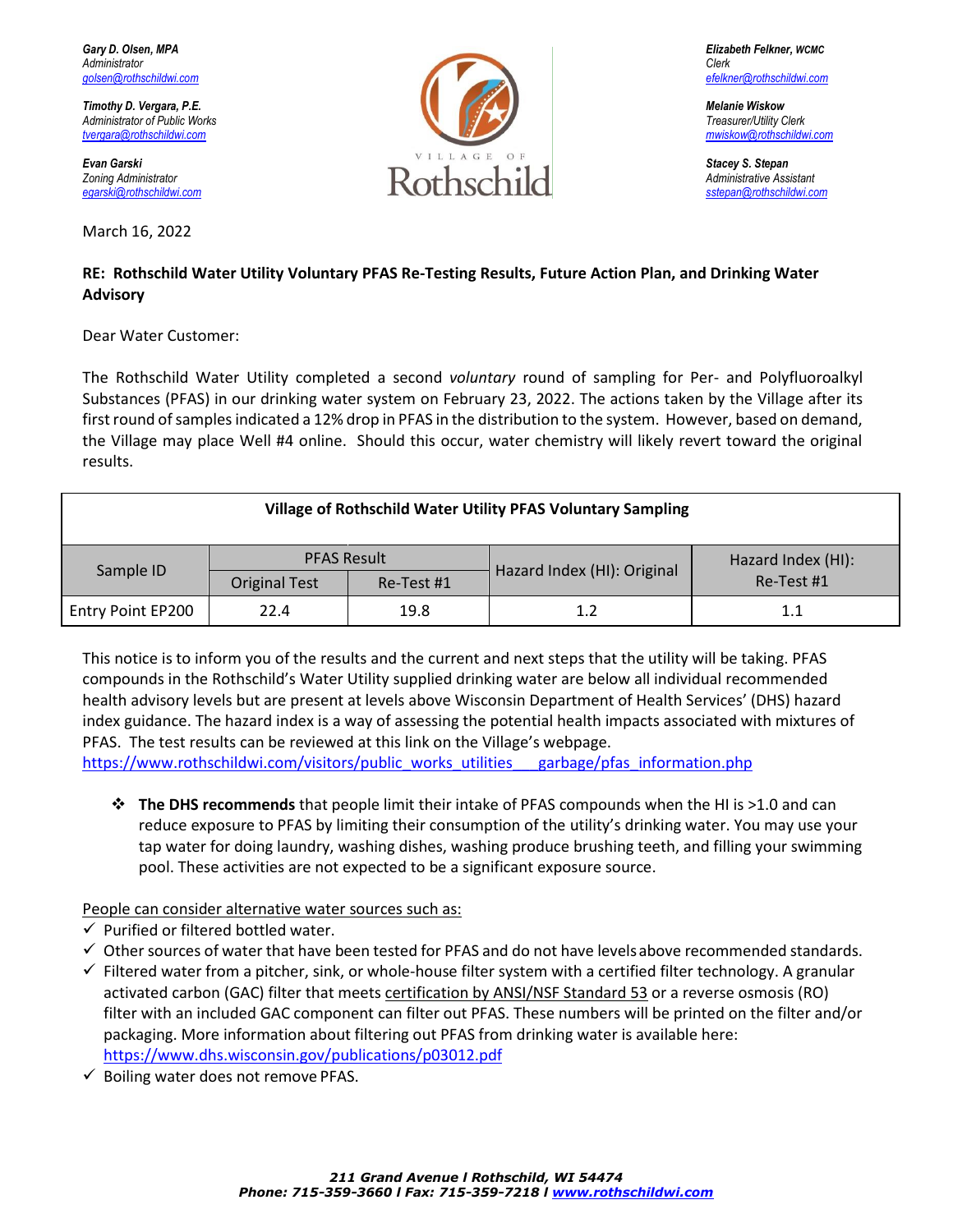*Gary D. Olsen, MPA*
*Administrator*
golsen@rothschildwi.com

*Timothy D. Vergara, P.E.*
*Administrator of Public Works*
tvergara@rothschildwi.com

*Evan Garski*
*Zoning Administrator*
egarski@rothschildwi.com

VILLAGE OF
Rothschild

*Elizabeth Felkner, WCMC*
*Clerk*
efelkner@rothschildwi.com

*Melanie Wiskow*
*Treasurer/Utility Clerk*
mwiskow@rothschildwi.com

*Stacey S. Stepan*
*Administrative Assistant*
sstepan@rothschildwi.com

March 16, 2022

**RE: Rothschild Water Utility Voluntary PFAS Re-Testing Results, Future Action Plan, and Drinking Water Advisory**

Dear Water Customer:

The Rothschild Water Utility completed a second *voluntary* round of sampling for Per- and Polyfluoroalkyl Substances (PFAS) in our drinking water system on February 23, 2022. The actions taken by the Village after its first round of samples indicated a 12% drop in PFAS in the distribution to the system. However, based on demand, the Village may place Well #4 online. Should this occur, water chemistry will likely revert toward the original results.

| Village of Rothschild Water Utility PFAS Voluntary Sampling | | | | |
|---|---|---|---|---|
| Sample ID | PFAS Result | | Hazard Index (HI): Original | Hazard Index (HI): Re-Test #1 |
| | Original Test | Re-Test #1 | | |
| Entry Point EP200 | 22.4 | 19.8 | 1.2 | 1.1 |

This notice is to inform you of the results and the current and next steps that the utility will be taking. PFAS compounds in the Rothschild's Water Utility supplied drinking water are below all individual recommended health advisory levels but are present at levels above Wisconsin Department of Health Services' (DHS) hazard index guidance. The hazard index is a way of assessing the potential health impacts associated with mixtures of PFAS. The test results can be reviewed at this link on the Village's webpage.
https://www.rothschildwi.com/visitors/public_works_utilities___garbage/pfas_information.php

- **The DHS recommends** that people limit their intake of PFAS compounds when the HI is >1.0 and can reduce exposure to PFAS by limiting their consumption of the utility's drinking water. You may use your tap water for doing laundry, washing dishes, washing produce brushing teeth, and filling your swimming pool. These activities are not expected to be a significant exposure source.

People can consider alternative water sources such as:

- ✓ Purified or filtered bottled water.
- ✓ Other sources of water that have been tested for PFAS and do not have levels above recommended standards.
- ✓ Filtered water from a pitcher, sink, or whole-house filter system with a certified filter technology. A granular activated carbon (GAC) filter that meets certification by ANSI/NSF Standard 53 or a reverse osmosis (RO) filter with an included GAC component can filter out PFAS. These numbers will be printed on the filter and/or packaging. More information about filtering out PFAS from drinking water is available here: https://www.dhs.wisconsin.gov/publications/p03012.pdf
- ✓ Boiling water does not remove PFAS.

***211 Grand Avenue l Rothschild, WI 54474***
***Phone: 715-359-3660 l Fax: 715-359-7218 l www.rothschildwi.com***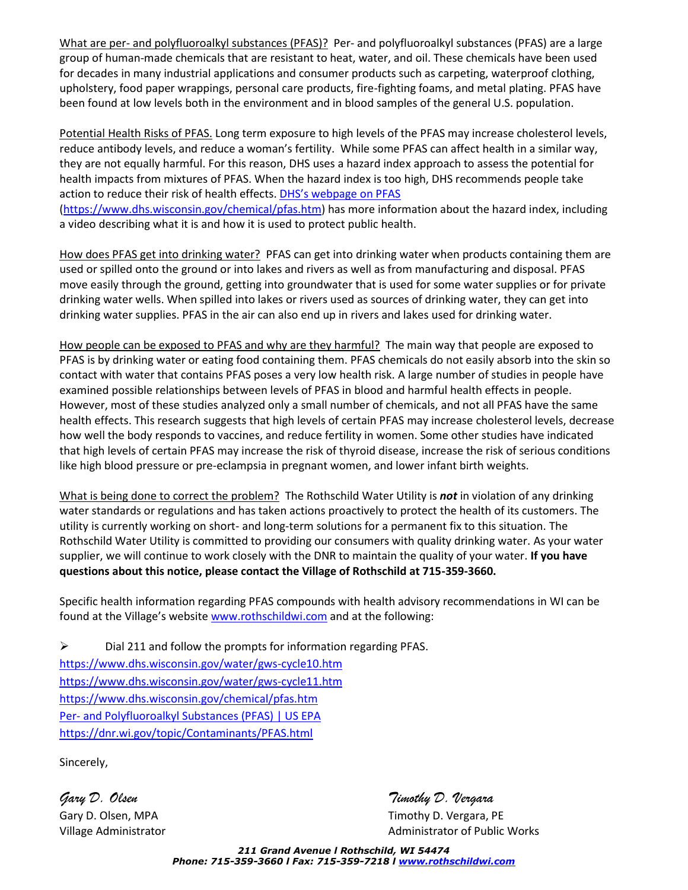What are per- and polyfluoroalkyl substances (PFAS)? Per- and polyfluoroalkyl substances (PFAS) are a large group of human-made chemicals that are resistant to heat, water, and oil. These chemicals have been used for decades in many industrial applications and consumer products such as carpeting, waterproof clothing, upholstery, food paper wrappings, personal care products, fire-fighting foams, and metal plating. PFAS have been found at low levels both in the environment and in blood samples of the general U.S. population.

Potential Health Risks of PFAS. Long term exposure to high levels of the PFAS may increase cholesterol levels, reduce antibody levels, and reduce a woman's fertility. While some PFAS can affect health in a similar way, they are not equally harmful. For this reason, DHS uses a hazard index approach to assess the potential for health impacts from mixtures of PFAS. When the hazard index is too high, DHS recommends people take action to reduce their risk of health effects. DHS's webpage on PFAS (https://www.dhs.wisconsin.gov/chemical/pfas.htm) has more information about the hazard index, including a video describing what it is and how it is used to protect public health.

How does PFAS get into drinking water? PFAS can get into drinking water when products containing them are used or spilled onto the ground or into lakes and rivers as well as from manufacturing and disposal. PFAS move easily through the ground, getting into groundwater that is used for some water supplies or for private drinking water wells. When spilled into lakes or rivers used as sources of drinking water, they can get into drinking water supplies. PFAS in the air can also end up in rivers and lakes used for drinking water.

How people can be exposed to PFAS and why are they harmful? The main way that people are exposed to PFAS is by drinking water or eating food containing them. PFAS chemicals do not easily absorb into the skin so contact with water that contains PFAS poses a very low health risk. A large number of studies in people have examined possible relationships between levels of PFAS in blood and harmful health effects in people. However, most of these studies analyzed only a small number of chemicals, and not all PFAS have the same health effects. This research suggests that high levels of certain PFAS may increase cholesterol levels, decrease how well the body responds to vaccines, and reduce fertility in women. Some other studies have indicated that high levels of certain PFAS may increase the risk of thyroid disease, increase the risk of serious conditions like high blood pressure or pre-eclampsia in pregnant women, and lower infant birth weights.

What is being done to correct the problem? The Rothschild Water Utility is ***not*** in violation of any drinking water standards or regulations and has taken actions proactively to protect the health of its customers. The utility is currently working on short- and long-term solutions for a permanent fix to this situation. The Rothschild Water Utility is committed to providing our consumers with quality drinking water. As your water supplier, we will continue to work closely with the DNR to maintain the quality of your water. **If you have questions about this notice, please contact the Village of Rothschild at 715-359-3660.**

Specific health information regarding PFAS compounds with health advisory recommendations in WI can be found at the Village's website www.rothschildwi.com and at the following:

- Dial 211 and follow the prompts for information regarding PFAS.

https://www.dhs.wisconsin.gov/water/gws-cycle10.htm
https://www.dhs.wisconsin.gov/water/gws-cycle11.htm
https://www.dhs.wisconsin.gov/chemical/pfas.htm
Per- and Polyfluoroalkyl Substances (PFAS) | US EPA
https://dnr.wi.gov/topic/Contaminants/PFAS.html

Sincerely,

*Gary D. Olsen*
Gary D. Olsen, MPA
Village Administrator

*Timothy D. Vergara*
Timothy D. Vergara, PE
Administrator of Public Works

*211 Grand Avenue l Rothschild, WI 54474*
*Phone: 715-359-3660 l Fax: 715-359-7218 l www.rothschildwi.com*